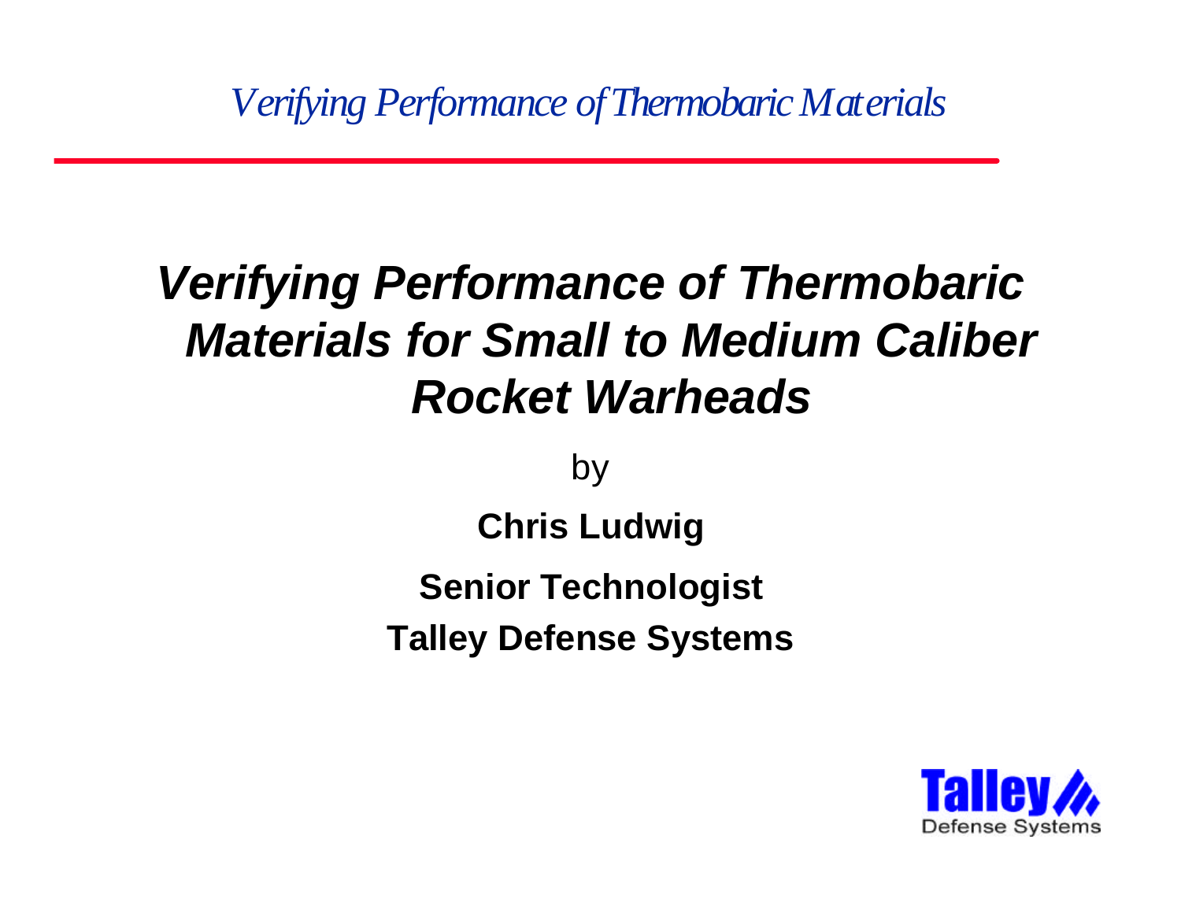# *Verifying Performance of Thermobaric Materials for Small to Medium Caliber Rocket Warheads*

by

**Chris Ludwig**

**Senior Technologist**

**Talley Defense Systems**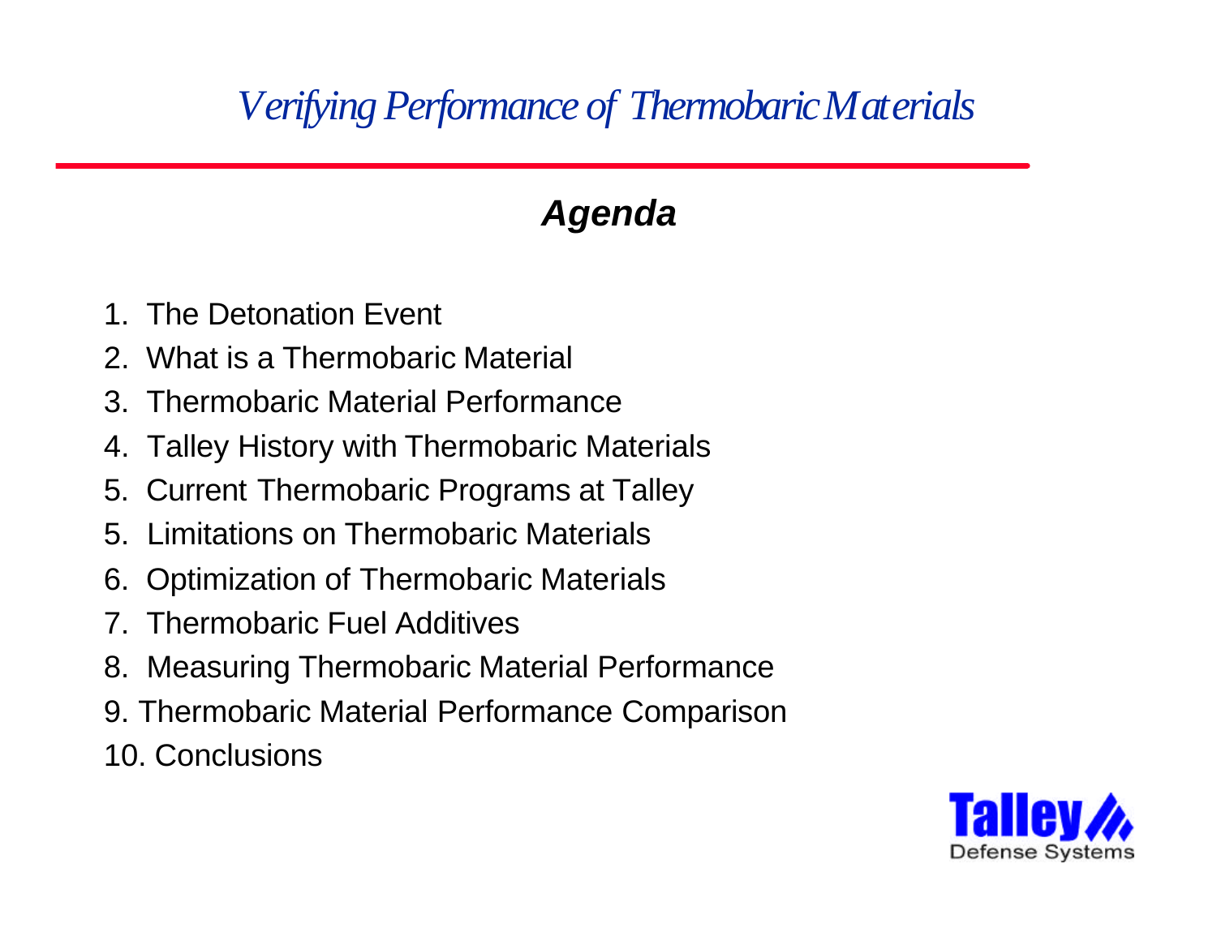# *Verifying Performance of Thermobaric Materials*

## ***Agenda***

1. The Detonation Event
2. What is a Thermobaric Material
3. Thermobaric Material Performance
4. Talley History with Thermobaric Materials
5. Current Thermobaric Programs at Talley
5. Limitations on Thermobaric Materials
6. Optimization of Thermobaric Materials
7. Thermobaric Fuel Additives
8. Measuring Thermobaric Material Performance
9. Thermobaric Material Performance Comparison
10. Conclusions

Talley Defense Systems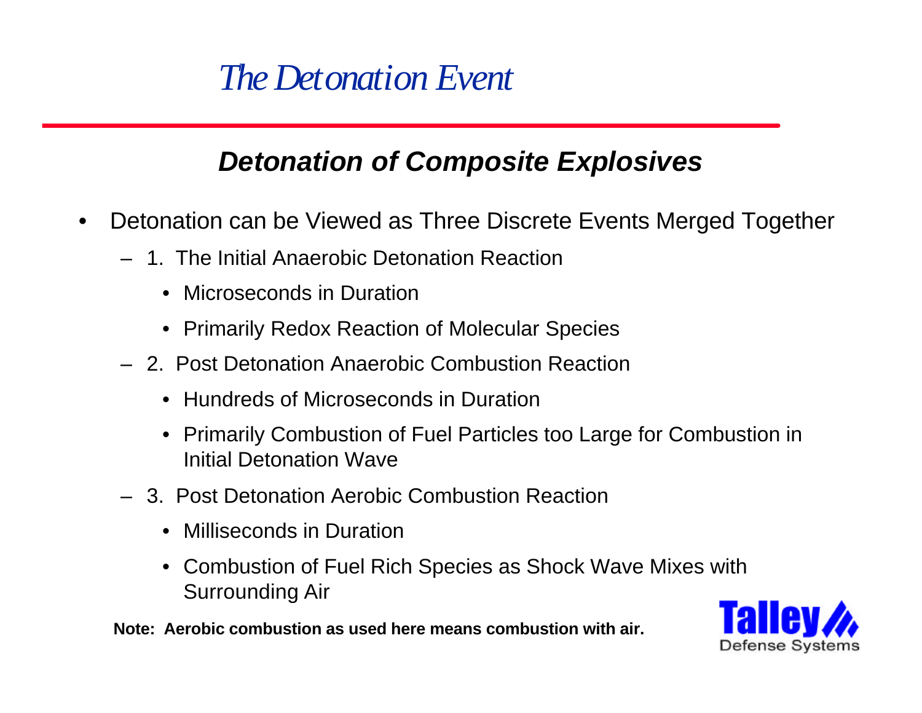# The Detonation Event

## *Detonation of Composite Explosives*

- Detonation can be Viewed as Three Discrete Events Merged Together
  - 1. The Initial Anaerobic Detonation Reaction
    - Microseconds in Duration
    - Primarily Redox Reaction of Molecular Species
  - 2. Post Detonation Anaerobic Combustion Reaction
    - Hundreds of Microseconds in Duration
    - Primarily Combustion of Fuel Particles too Large for Combustion in Initial Detonation Wave
  - 3. Post Detonation Aerobic Combustion Reaction
    - Milliseconds in Duration
    - Combustion of Fuel Rich Species as Shock Wave Mixes with Surrounding Air

**Note: Aerobic combustion as used here means combustion with air.**

Talley Defense Systems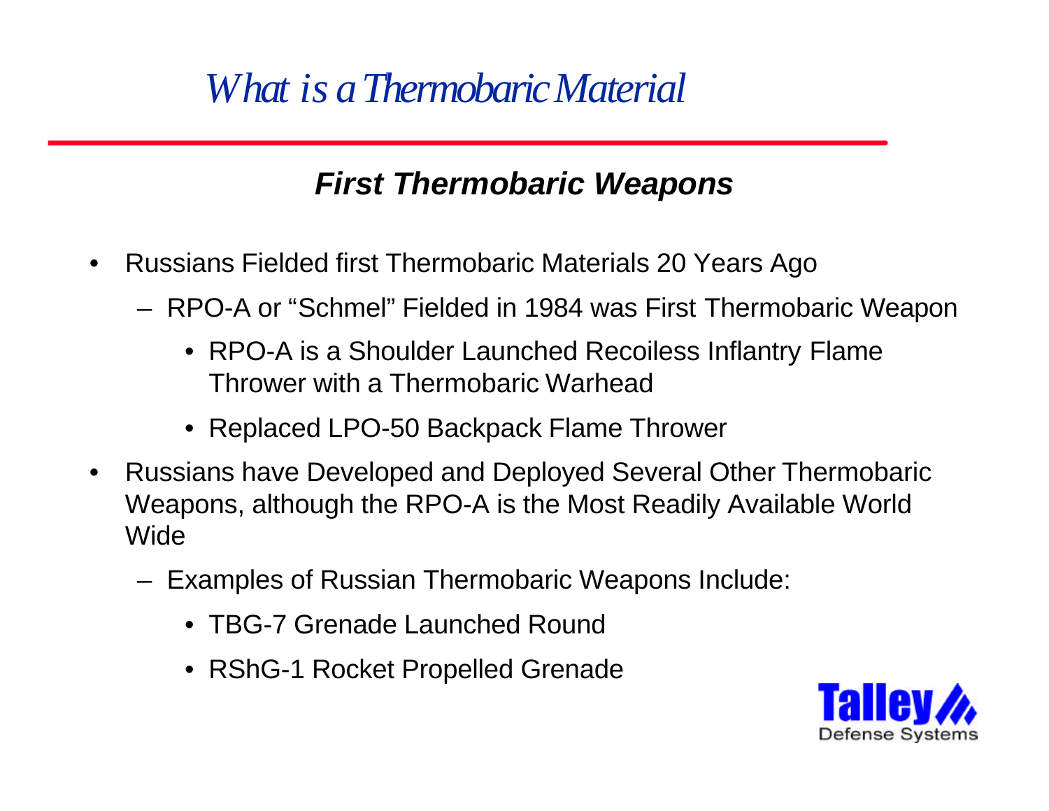# What is a Thermobaric Material

## First Thermobaric Weapons

- Russians Fielded first Thermobaric Materials 20 Years Ago
  - RPO-A or "Schmel" Fielded in 1984 was First Thermobaric Weapon
    - RPO-A is a Shoulder Launched Recoiless Inflantry Flame Thrower with a Thermobaric Warhead
    - Replaced LPO-50 Backpack Flame Thrower
- Russians have Developed and Deployed Several Other Thermobaric Weapons, although the RPO-A is the Most Readily Available World Wide
  - Examples of Russian Thermobaric Weapons Include:
    - TBG-7 Grenade Launched Round
    - RShG-1 Rocket Propelled Grenade

Talley Defense Systems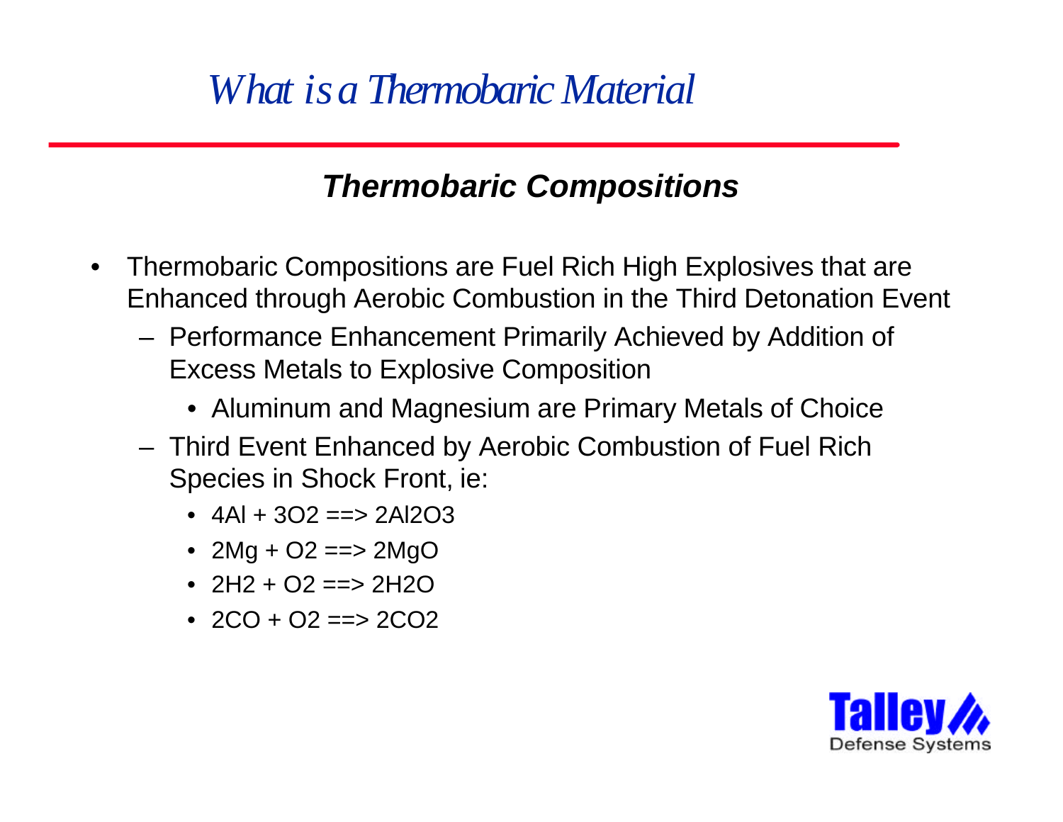# *What is a Thermobaric Material*

## ***Thermobaric Compositions***

- Thermobaric Compositions are Fuel Rich High Explosives that are Enhanced through Aerobic Combustion in the Third Detonation Event
  - Performance Enhancement Primarily Achieved by Addition of Excess Metals to Explosive Composition
    - Aluminum and Magnesium are Primary Metals of Choice
  - Third Event Enhanced by Aerobic Combustion of Fuel Rich Species in Shock Front, ie:
    - $4Al + 3O_2 \Longrightarrow 2Al_2O_3$
    - $2Mg + O_2 \Longrightarrow 2MgO$
    - $2H_2 + O_2 \Longrightarrow 2H_2O$
    - $2CO + O_2 \Longrightarrow 2CO_2$

Talley Defense Systems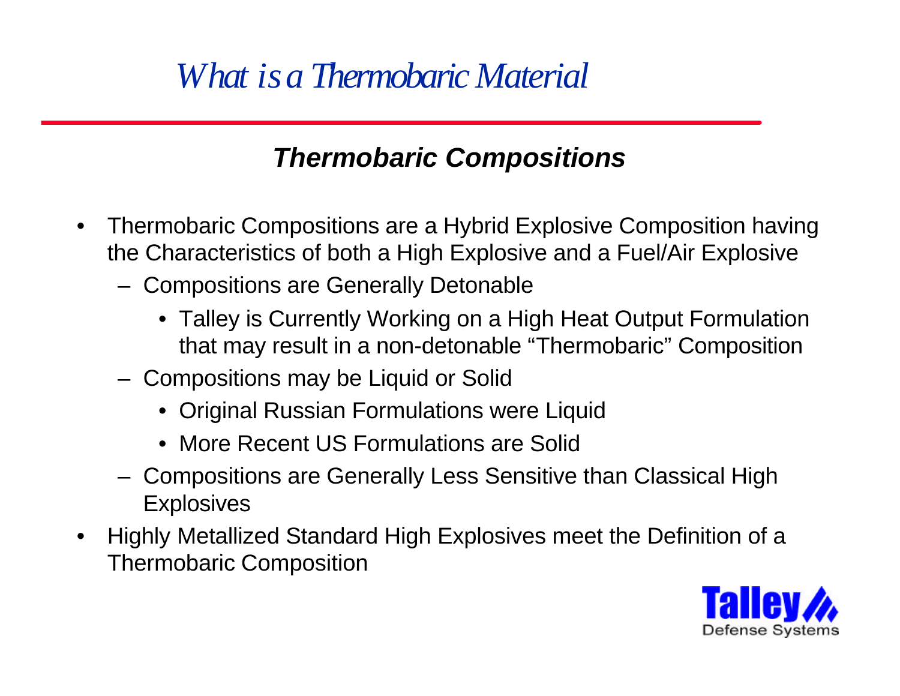# What is a Thermobaric Material

## *Thermobaric Compositions*

- Thermobaric Compositions are a Hybrid Explosive Composition having the Characteristics of both a High Explosive and a Fuel/Air Explosive
  - Compositions are Generally Detonable
    - Talley is Currently Working on a High Heat Output Formulation that may result in a non-detonable "Thermobaric" Composition
  - Compositions may be Liquid or Solid
    - Original Russian Formulations were Liquid
    - More Recent US Formulations are Solid
  - Compositions are Generally Less Sensitive than Classical High Explosives
- Highly Metallized Standard High Explosives meet the Definition of a Thermobaric Composition

Talley Defense Systems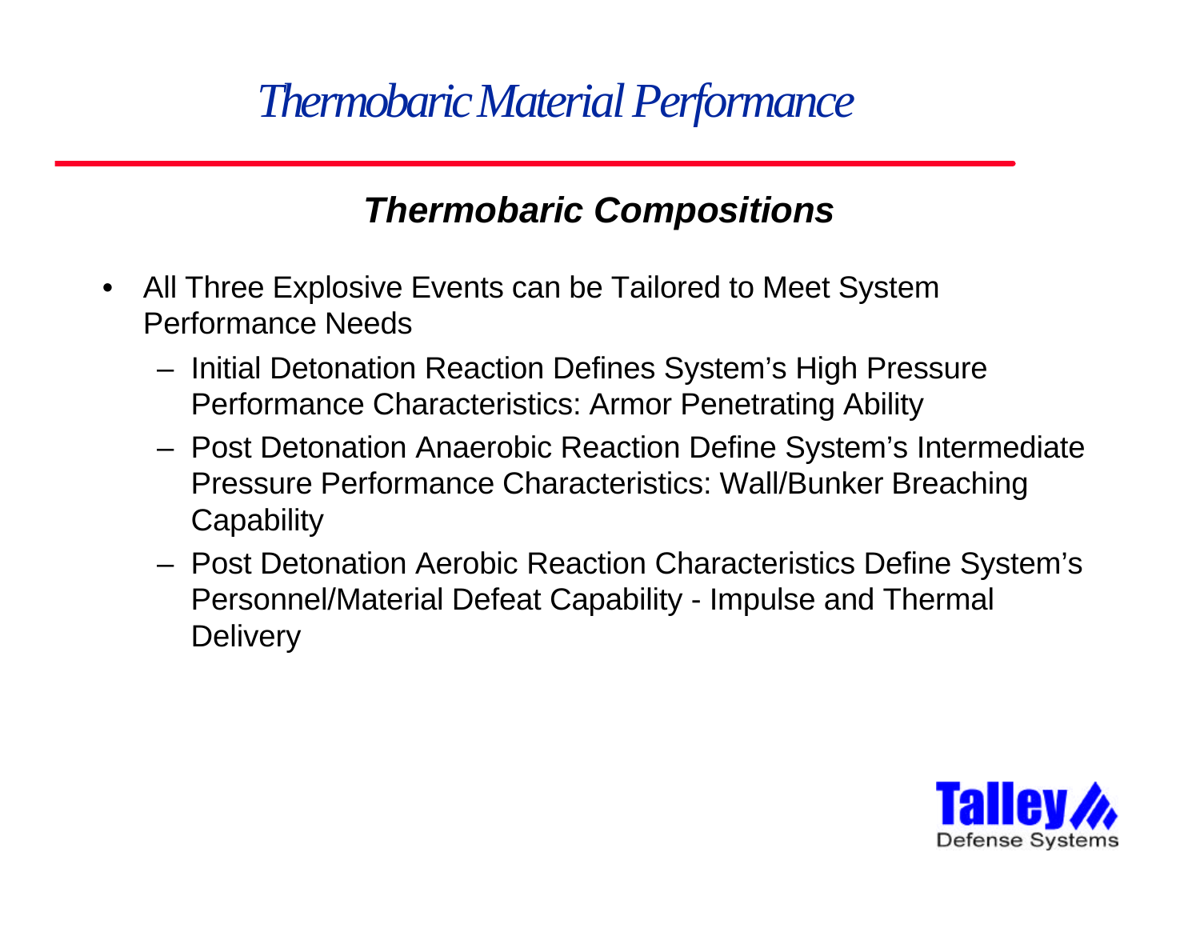# *Thermobaric Material Performance*

## ***Thermobaric Compositions***

- All Three Explosive Events can be Tailored to Meet System Performance Needs
  - Initial Detonation Reaction Defines System's High Pressure Performance Characteristics: Armor Penetrating Ability
  - Post Detonation Anaerobic Reaction Define System's Intermediate Pressure Performance Characteristics: Wall/Bunker Breaching Capability
  - Post Detonation Aerobic Reaction Characteristics Define System's Personnel/Material Defeat Capability - Impulse and Thermal Delivery

Talley Defense Systems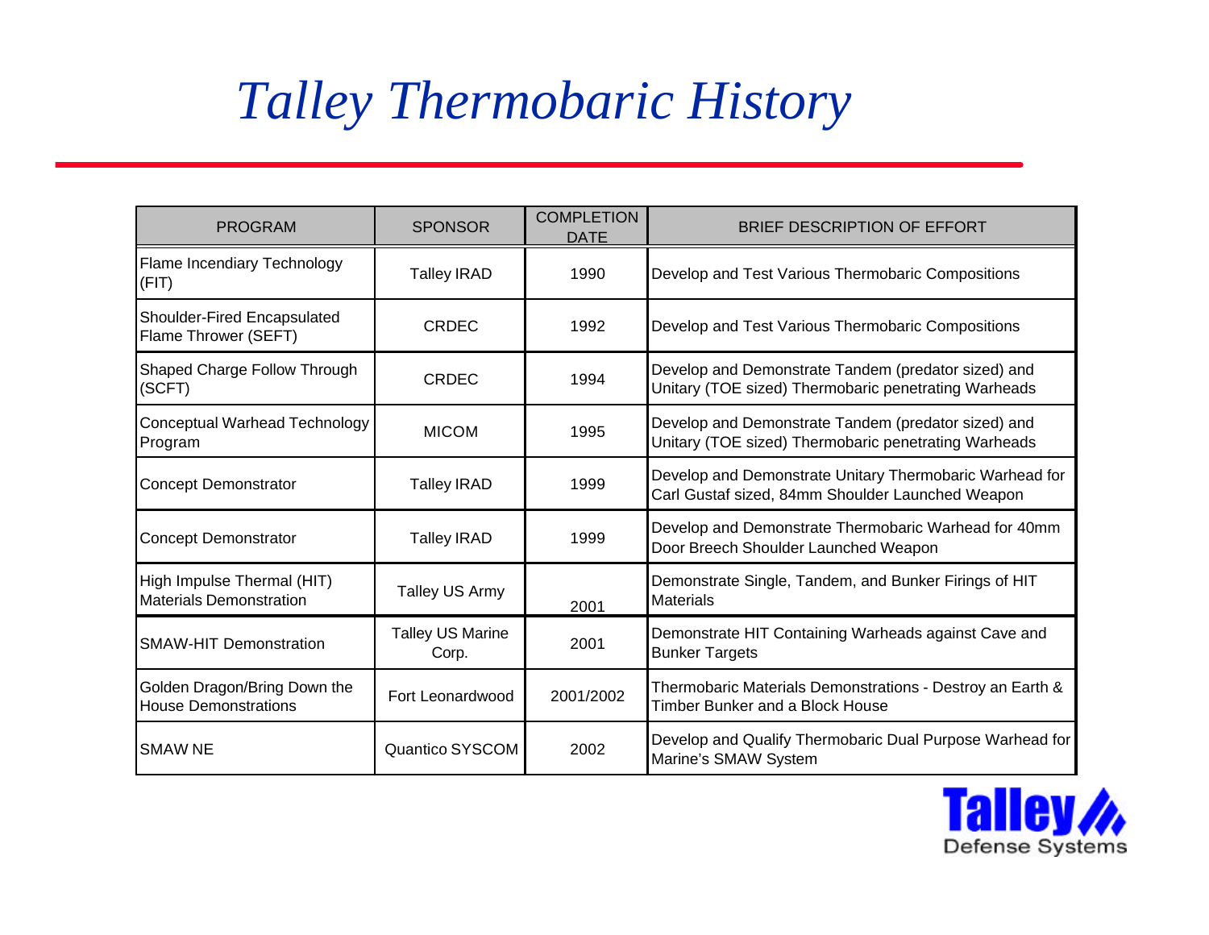# *Talley Thermobaric History*

| PROGRAM | SPONSOR | COMPLETION DATE | BRIEF DESCRIPTION OF EFFORT |
|---|---|---|---|
| Flame Incendiary Technology (FIT) | Talley IRAD | 1990 | Develop and Test Various Thermobaric Compositions |
| Shoulder-Fired Encapsulated Flame Thrower (SEFT) | CRDEC | 1992 | Develop and Test Various Thermobaric Compositions |
| Shaped Charge Follow Through (SCFT) | CRDEC | 1994 | Develop and Demonstrate Tandem (predator sized) and Unitary (TOE sized) Thermobaric penetrating Warheads |
| Conceptual Warhead Technology Program | MICOM | 1995 | Develop and Demonstrate Tandem (predator sized) and Unitary (TOE sized) Thermobaric penetrating Warheads |
| Concept Demonstrator | Talley IRAD | 1999 | Develop and Demonstrate Unitary Thermobaric Warhead for Carl Gustaf sized, 84mm Shoulder Launched Weapon |
| Concept Demonstrator | Talley IRAD | 1999 | Develop and Demonstrate Thermobaric Warhead for 40mm Door Breech Shoulder Launched Weapon |
| High Impulse Thermal (HIT) Materials Demonstration | Talley US Army | 2001 | Demonstrate Single, Tandem, and Bunker Firings of HIT Materials |
| SMAW-HIT Demonstration | Talley US Marine Corp. | 2001 | Demonstrate HIT Containing Warheads against Cave and Bunker Targets |
| Golden Dragon/Bring Down the House Demonstrations | Fort Leonardwood | 2001/2002 | Thermobaric Materials Demonstrations - Destroy an Earth & Timber Bunker and a Block House |
| SMAW NE | Quantico SYSCOM | 2002 | Develop and Qualify Thermobaric Dual Purpose Warhead for Marine's SMAW System |

Talley Defense Systems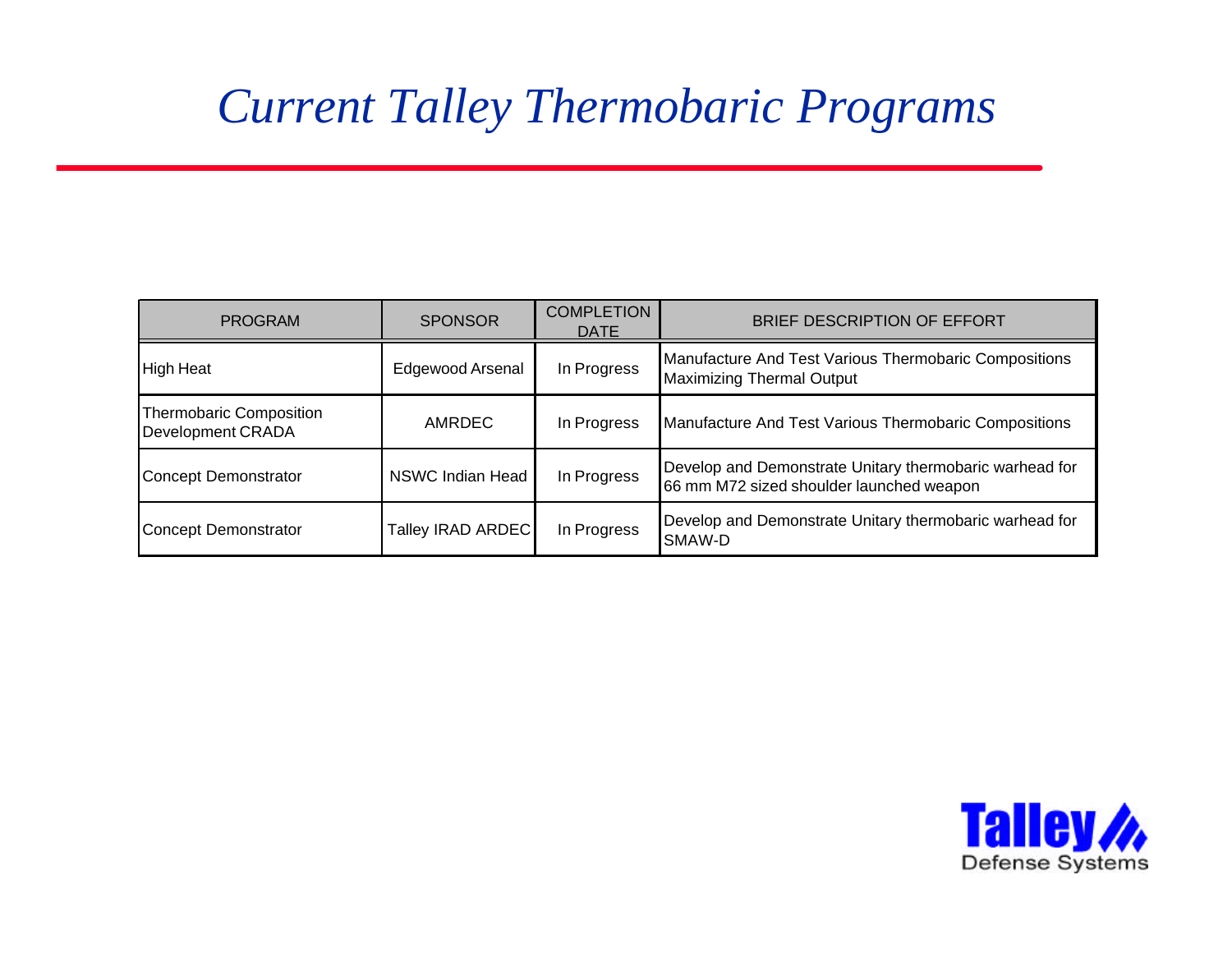# *Current Talley Thermobaric Programs*

| PROGRAM | SPONSOR | COMPLETION DATE | BRIEF DESCRIPTION OF EFFORT |
|---|---|---|---|
| High Heat | Edgewood Arsenal | In Progress | Manufacture And Test Various Thermobaric Compositions Maximizing Thermal Output |
| Thermobaric Composition Development CRADA | AMRDEC | In Progress | Manufacture And Test Various Thermobaric Compositions |
| Concept Demonstrator | NSWC Indian Head | In Progress | Develop and Demonstrate Unitary thermobaric warhead for 66 mm M72 sized shoulder launched weapon |
| Concept Demonstrator | Talley IRAD ARDEC | In Progress | Develop and Demonstrate Unitary thermobaric warhead for SMAW-D |

Talley Defense Systems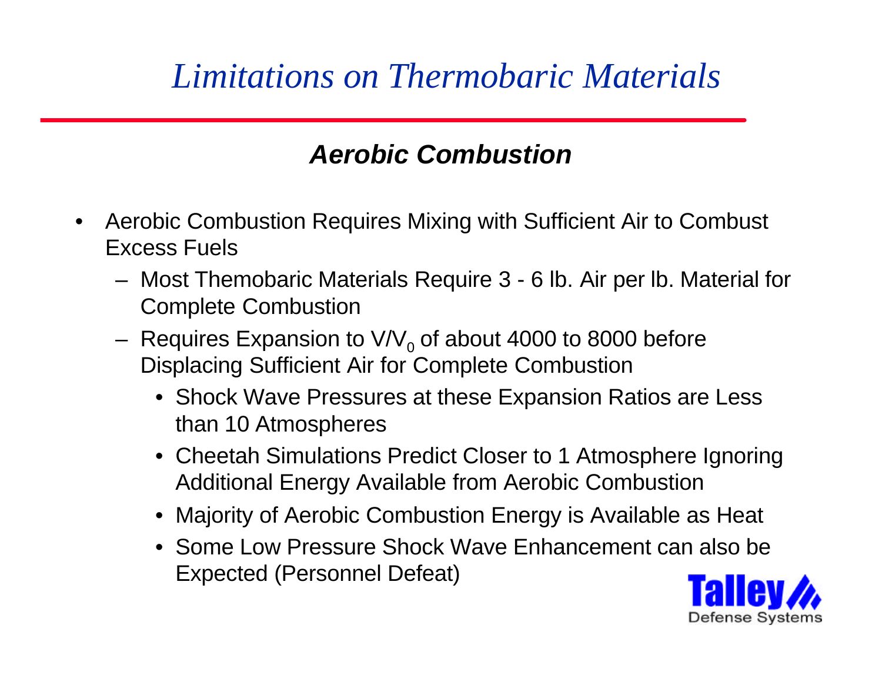# *Limitations on Thermobaric Materials*

## ***Aerobic Combustion***

- Aerobic Combustion Requires Mixing with Sufficient Air to Combust Excess Fuels
  - Most Themobaric Materials Require 3 - 6 lb. Air per lb. Material for Complete Combustion
  - Requires Expansion to $V/V_0$ of about 4000 to 8000 before Displacing Sufficient Air for Complete Combustion
    - Shock Wave Pressures at these Expansion Ratios are Less than 10 Atmospheres
    - Cheetah Simulations Predict Closer to 1 Atmosphere Ignoring Additional Energy Available from Aerobic Combustion
    - Majority of Aerobic Combustion Energy is Available as Heat
    - Some Low Pressure Shock Wave Enhancement can also be Expected (Personnel Defeat)

Talley Defense Systems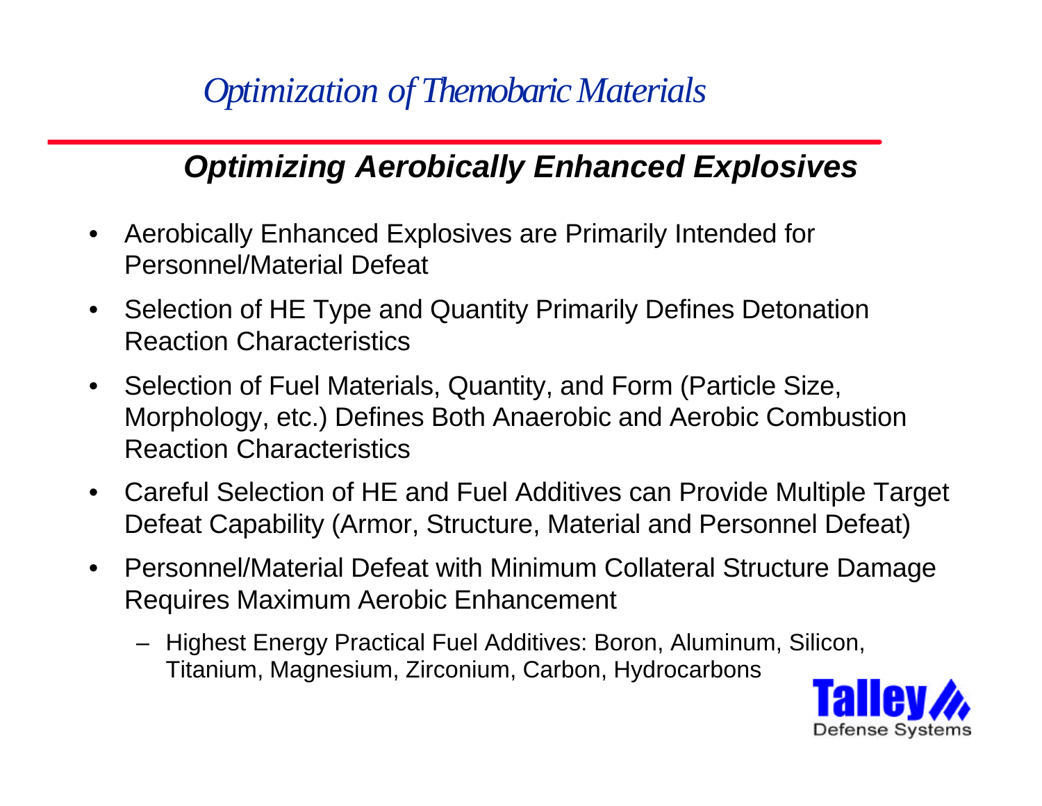# Optimization of Themobaric Materials

## Optimizing Aerobically Enhanced Explosives

- Aerobically Enhanced Explosives are Primarily Intended for Personnel/Material Defeat
- Selection of HE Type and Quantity Primarily Defines Detonation Reaction Characteristics
- Selection of Fuel Materials, Quantity, and Form (Particle Size, Morphology, etc.) Defines Both Anaerobic and Aerobic Combustion Reaction Characteristics
- Careful Selection of HE and Fuel Additives can Provide Multiple Target Defeat Capability (Armor, Structure, Material and Personnel Defeat)
- Personnel/Material Defeat with Minimum Collateral Structure Damage Requires Maximum Aerobic Enhancement
  - Highest Energy Practical Fuel Additives: Boron, Aluminum, Silicon, Titanium, Magnesium, Zirconium, Carbon, Hydrocarbons

Talley Defense Systems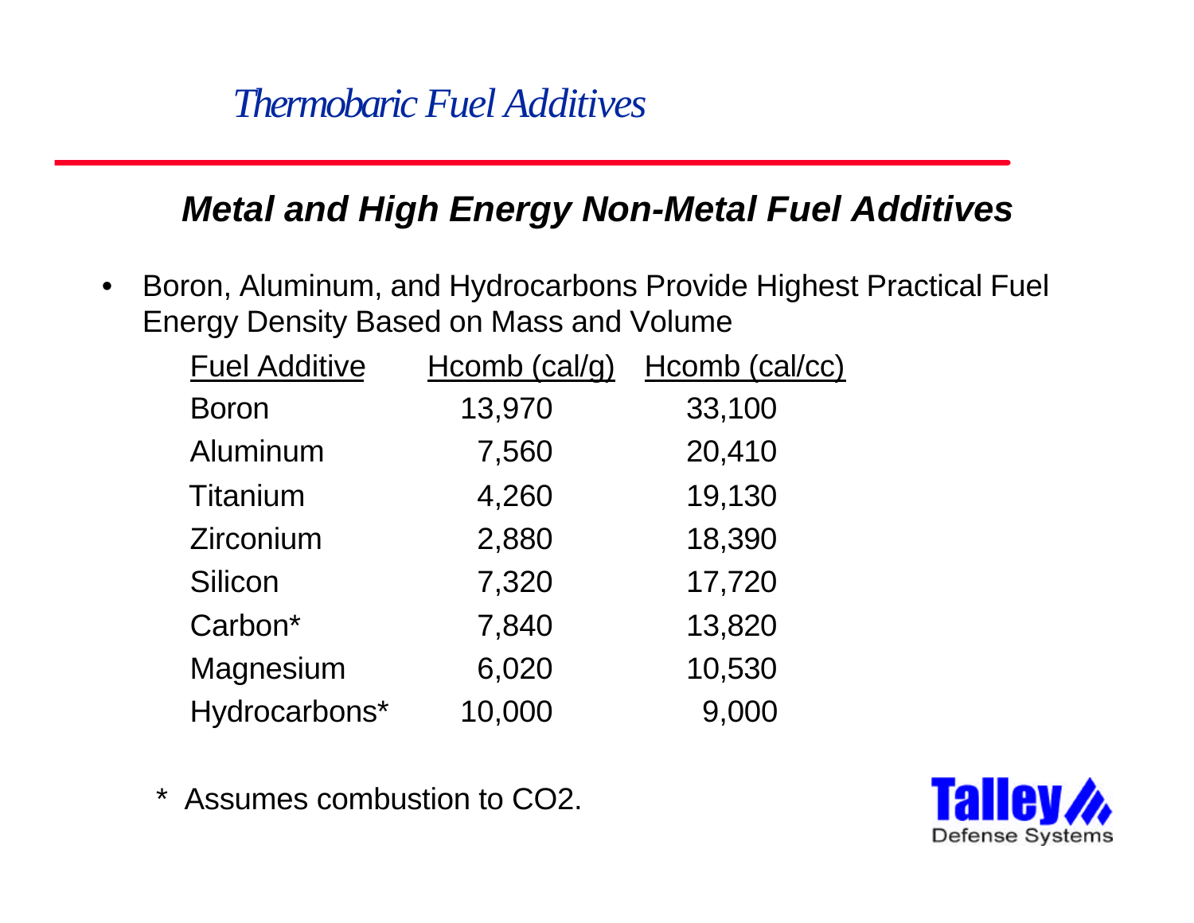# *Thermobaric Fuel Additives*

## *Metal and High Energy Non-Metal Fuel Additives*

- Boron, Aluminum, and Hydrocarbons Provide Highest Practical Fuel Energy Density Based on Mass and Volume

| Fuel Additive | Hcomb (cal/g) | Hcomb (cal/cc) |
|---|---|---|
| Boron | 13,970 | 33,100 |
| Aluminum | 7,560 | 20,410 |
| Titanium | 4,260 | 19,130 |
| Zirconium | 2,880 | 18,390 |
| Silicon | 7,320 | 17,720 |
| Carbon* | 7,840 | 13,820 |
| Magnesium | 6,020 | 10,530 |
| Hydrocarbons* | 10,000 | 9,000 |

\* Assumes combustion to $CO_2$.

Talley Defense Systems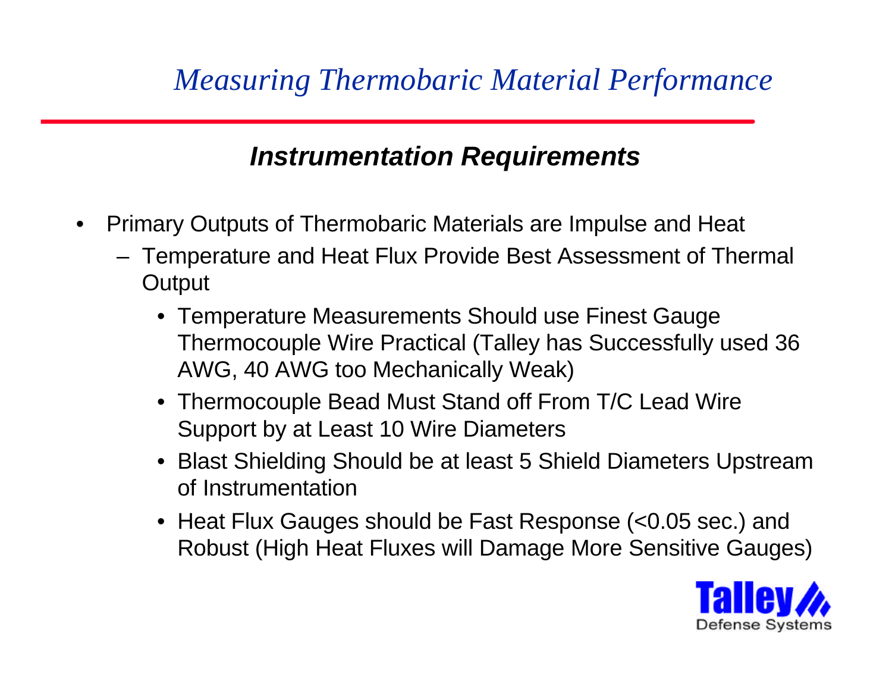# *Measuring Thermobaric Material Performance*

## ***Instrumentation Requirements***

- Primary Outputs of Thermobaric Materials are Impulse and Heat
  - Temperature and Heat Flux Provide Best Assessment of Thermal Output
    - Temperature Measurements Should use Finest Gauge Thermocouple Wire Practical (Talley has Successfully used 36 AWG, 40 AWG too Mechanically Weak)
    - Thermocouple Bead Must Stand off From T/C Lead Wire Support by at Least 10 Wire Diameters
    - Blast Shielding Should be at least 5 Shield Diameters Upstream of Instrumentation
    - Heat Flux Gauges should be Fast Response (<0.05 sec.) and Robust (High Heat Fluxes will Damage More Sensitive Gauges)

Talley Defense Systems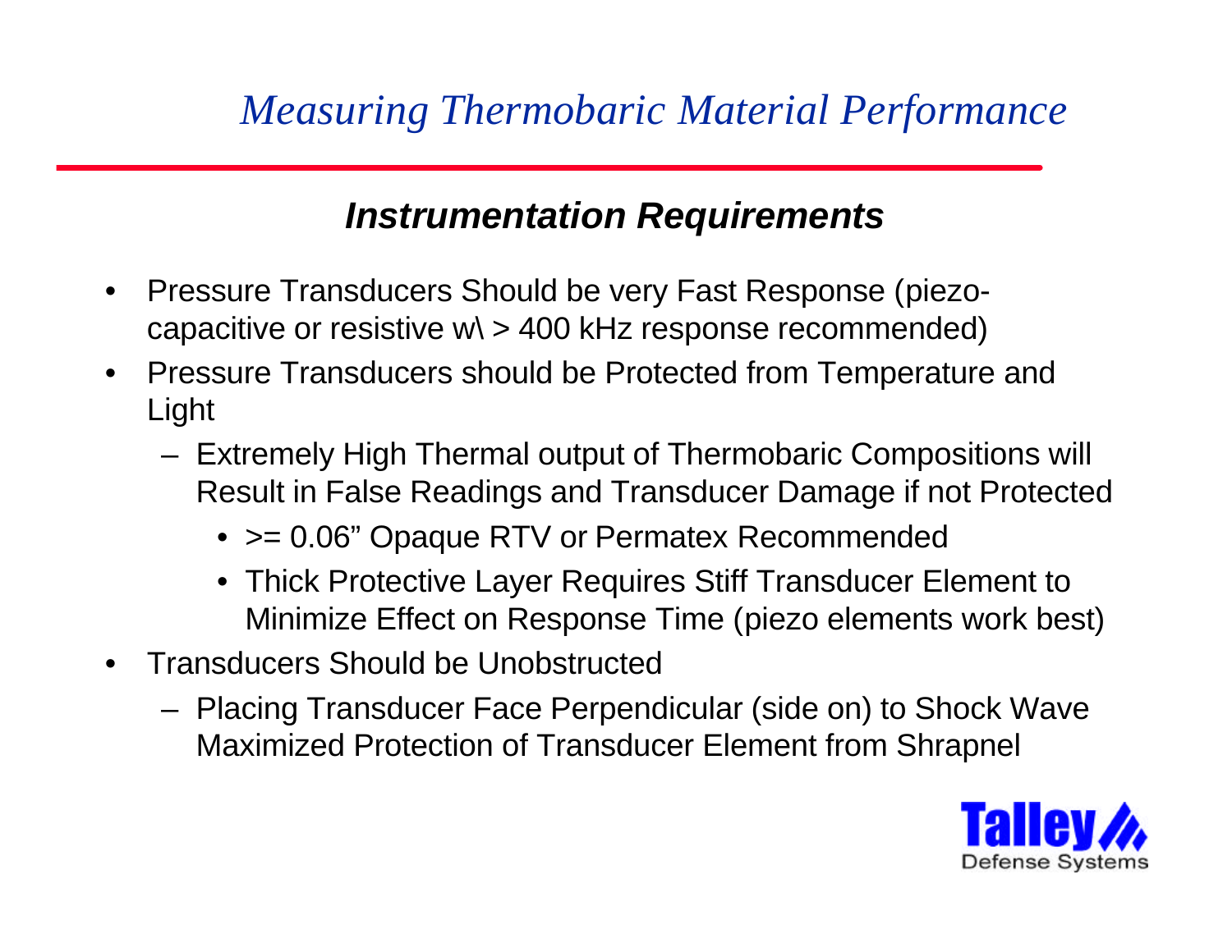# *Measuring Thermobaric Material Performance*

## ***Instrumentation Requirements***

- Pressure Transducers Should be very Fast Response (piezo-capacitive or resistive w\ > 400 kHz response recommended)
- Pressure Transducers should be Protected from Temperature and Light
  - Extremely High Thermal output of Thermobaric Compositions will Result in False Readings and Transducer Damage if not Protected
    - >= 0.06" Opaque RTV or Permatex Recommended
    - Thick Protective Layer Requires Stiff Transducer Element to Minimize Effect on Response Time (piezo elements work best)
- Transducers Should be Unobstructed
  - Placing Transducer Face Perpendicular (side on) to Shock Wave Maximized Protection of Transducer Element from Shrapnel

Talley Defense Systems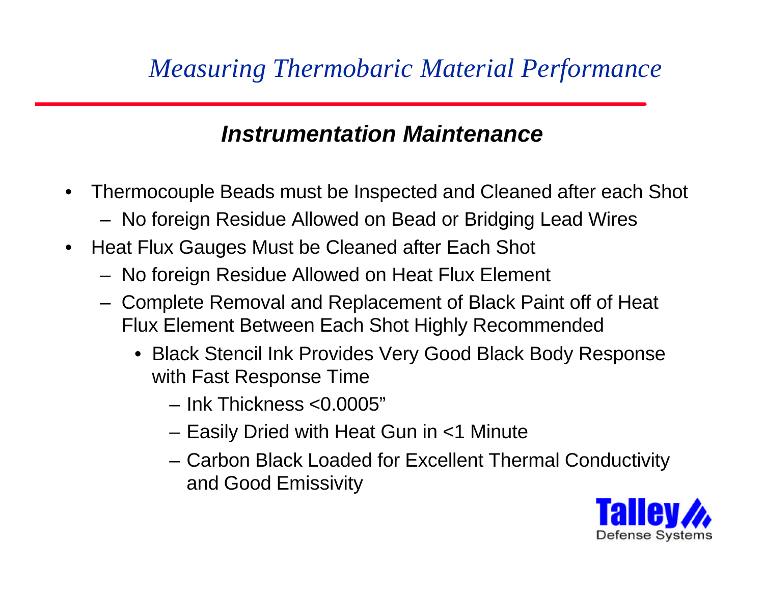# *Measuring Thermobaric Material Performance*

## ***Instrumentation Maintenance***

- Thermocouple Beads must be Inspected and Cleaned after each Shot
  - No foreign Residue Allowed on Bead or Bridging Lead Wires
- Heat Flux Gauges Must be Cleaned after Each Shot
  - No foreign Residue Allowed on Heat Flux Element
  - Complete Removal and Replacement of Black Paint off of Heat Flux Element Between Each Shot Highly Recommended
    - Black Stencil Ink Provides Very Good Black Body Response with Fast Response Time
      - Ink Thickness <0.0005”
      - Easily Dried with Heat Gun in <1 Minute
      - Carbon Black Loaded for Excellent Thermal Conductivity and Good Emissivity

Talley Defense Systems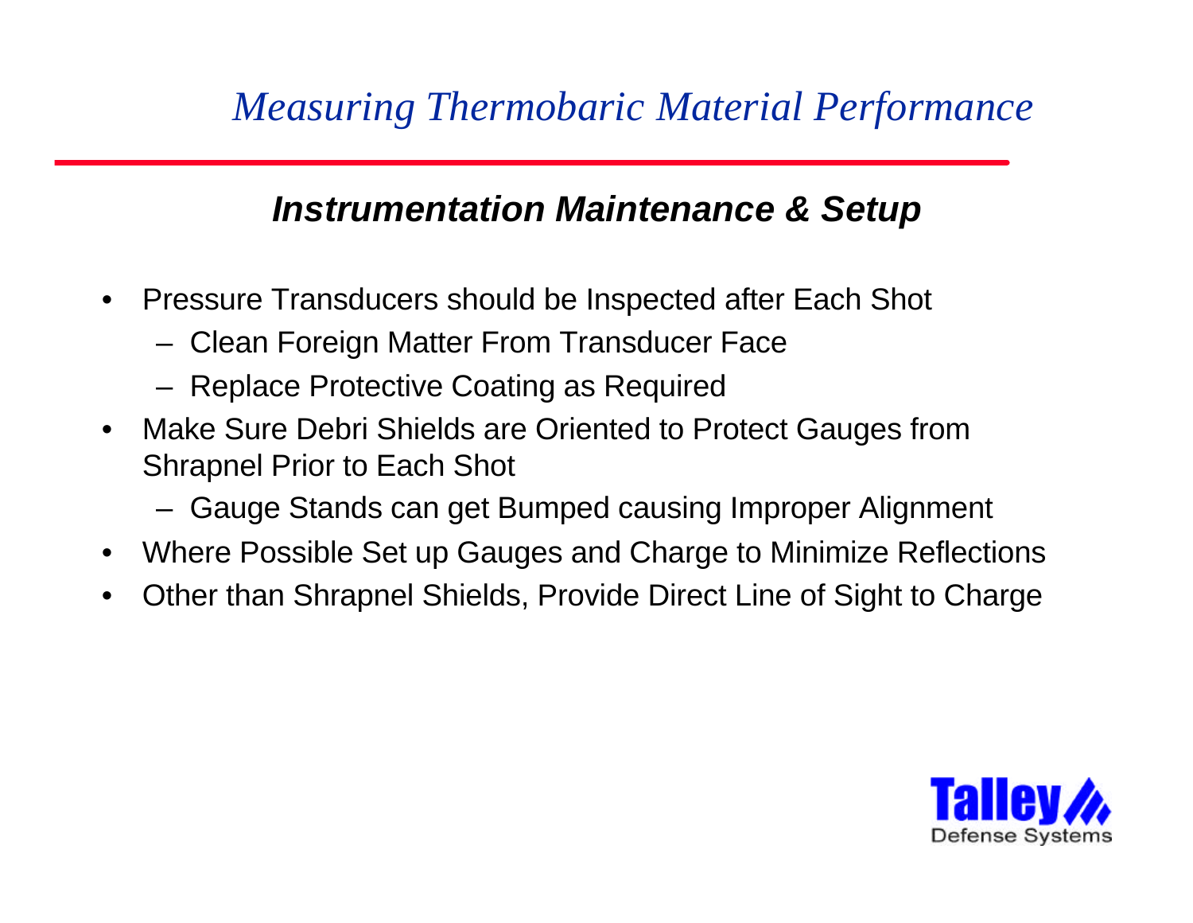# Measuring Thermobaric Material Performance

## Instrumentation Maintenance & Setup

- Pressure Transducers should be Inspected after Each Shot
  - Clean Foreign Matter From Transducer Face
  - Replace Protective Coating as Required
- Make Sure Debri Shields are Oriented to Protect Gauges from Shrapnel Prior to Each Shot
  - Gauge Stands can get Bumped causing Improper Alignment
- Where Possible Set up Gauges and Charge to Minimize Reflections
- Other than Shrapnel Shields, Provide Direct Line of Sight to Charge

Talley Defense Systems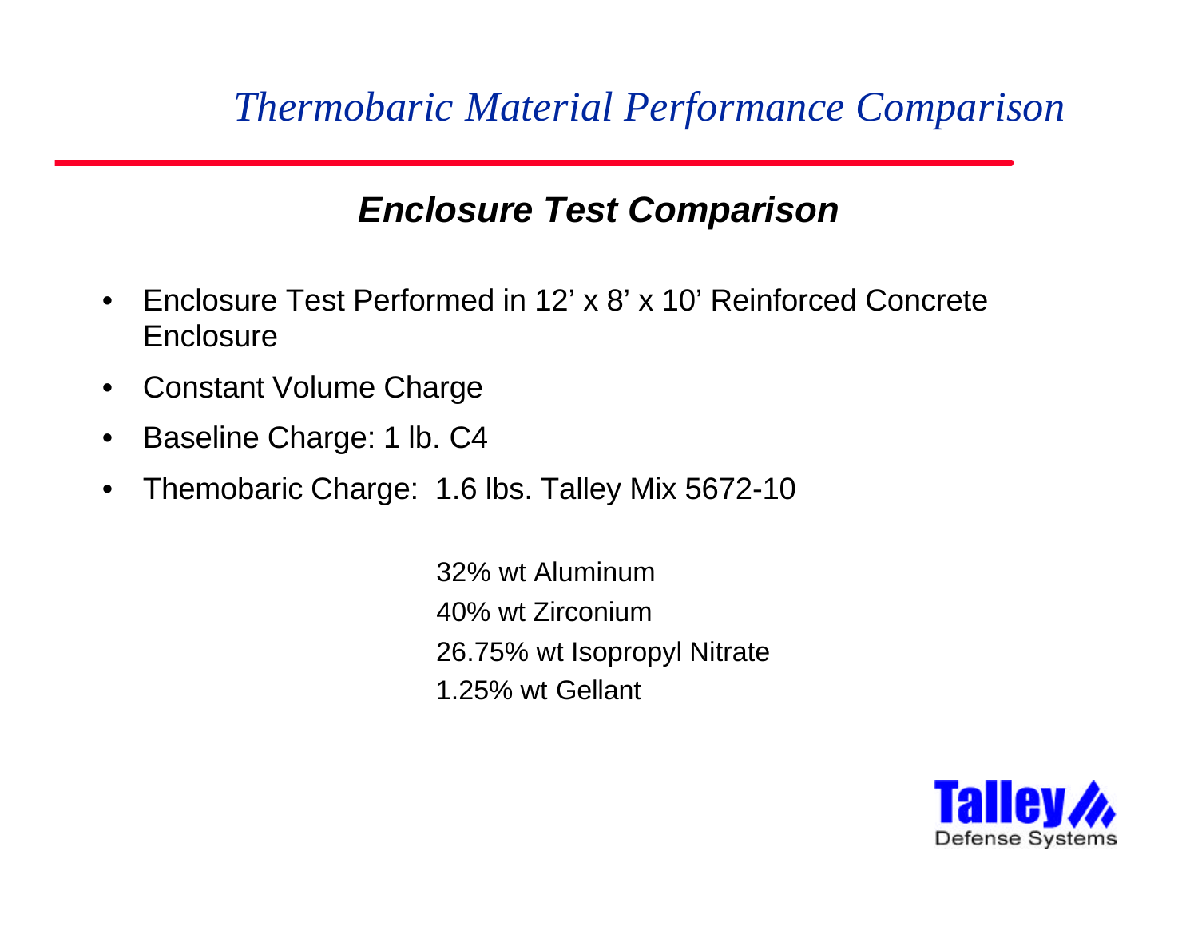# *Thermobaric Material Performance Comparison*

## ***Enclosure Test Comparison***

- Enclosure Test Performed in 12' x 8' x 10' Reinforced Concrete Enclosure
- Constant Volume Charge
- Baseline Charge: 1 lb. C4
- Themobaric Charge: 1.6 lbs. Talley Mix 5672-10

32% wt Aluminum
40% wt Zirconium
26.75% wt Isopropyl Nitrate
1.25% wt Gellant

Talley Defense Systems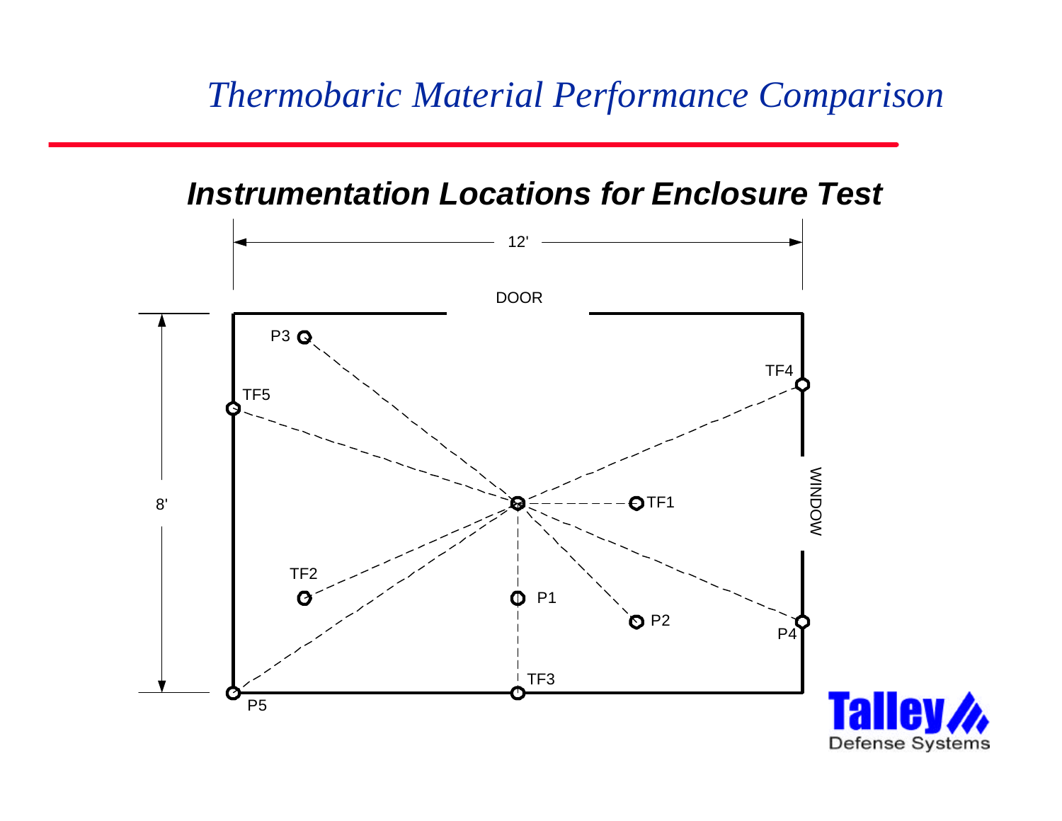# *Thermobaric Material Performance Comparison*

## *Instrumentation Locations for Enclosure Test*

12'

DOOR

8'

WINDOW

P1, P2, P3, P4, P5

TF1, TF2, TF3, TF4, TF5

Talley Defense Systems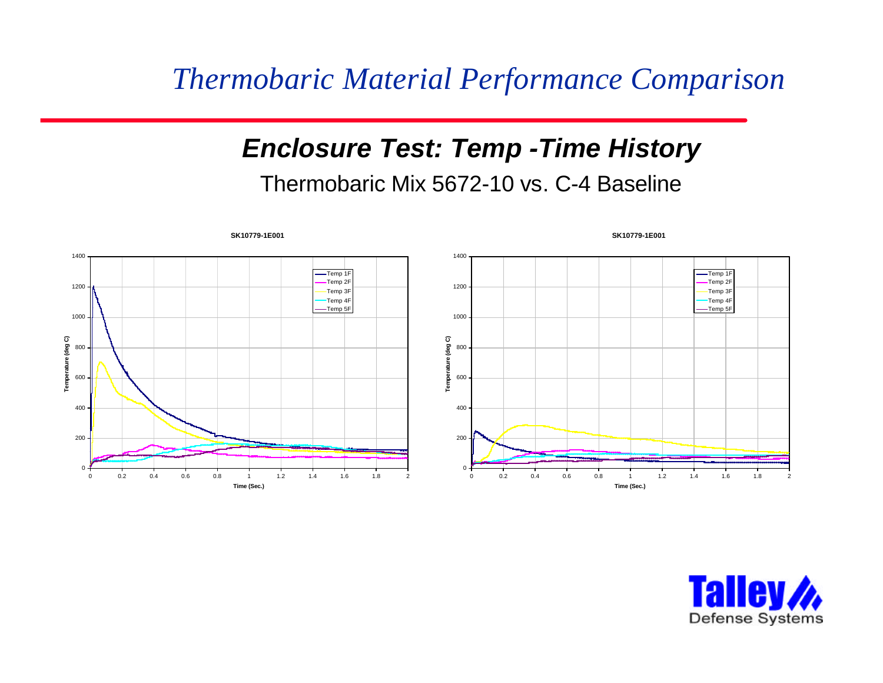# *Thermobaric Material Performance Comparison*

## ***Enclosure Test: Temp -Time History***

Thermobaric Mix 5672-10 vs. C-4 Baseline

**SK10779-1E001**

Temperature (deg C) vs. Time (Sec.) — Temp 1F, Temp 2F, Temp 3F, Temp 4F, Temp 5F

**SK10779-1E001**

Temperature (deg C) vs. Time (Sec.) — Temp 1F, Temp 2F, Temp 3F, Temp 4F, Temp 5F

**Talley** Defense Systems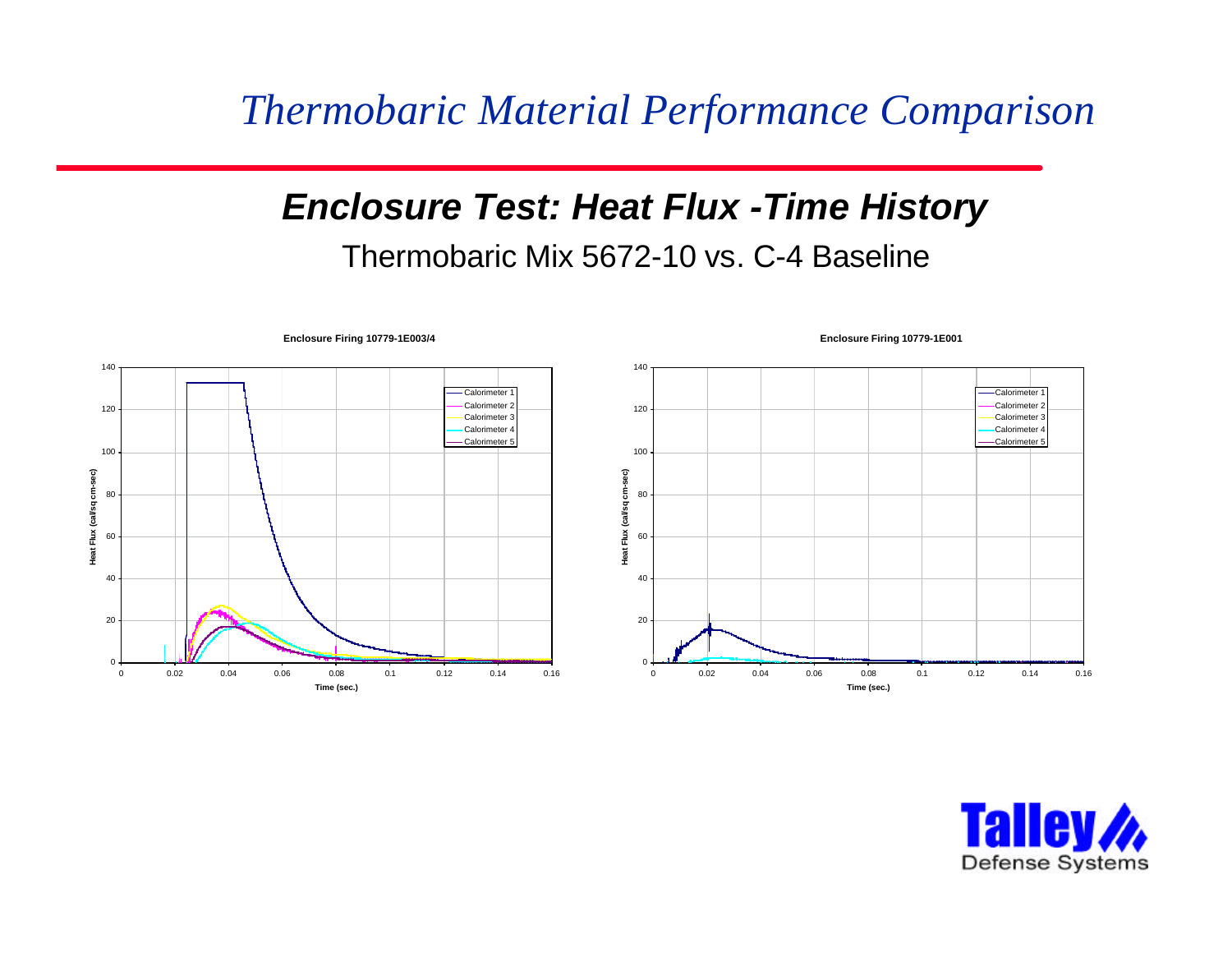# *Thermobaric Material Performance Comparison*

## ***Enclosure Test: Heat Flux -Time History***

Thermobaric Mix 5672-10 vs. C-4 Baseline

**Enclosure Firing 10779-1E003/4**

**Enclosure Firing 10779-1E001**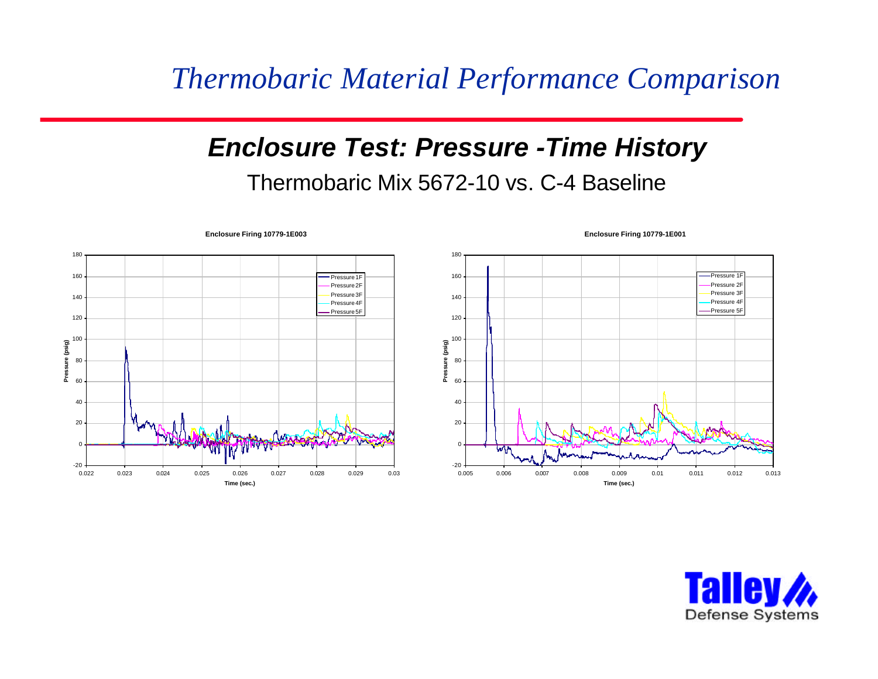# *Thermobaric Material Performance Comparison*

## ***Enclosure Test: Pressure -Time History***

Thermobaric Mix 5672-10 vs. C-4 Baseline

**Enclosure Firing 10779-1E003**

**Enclosure Firing 10779-1E001**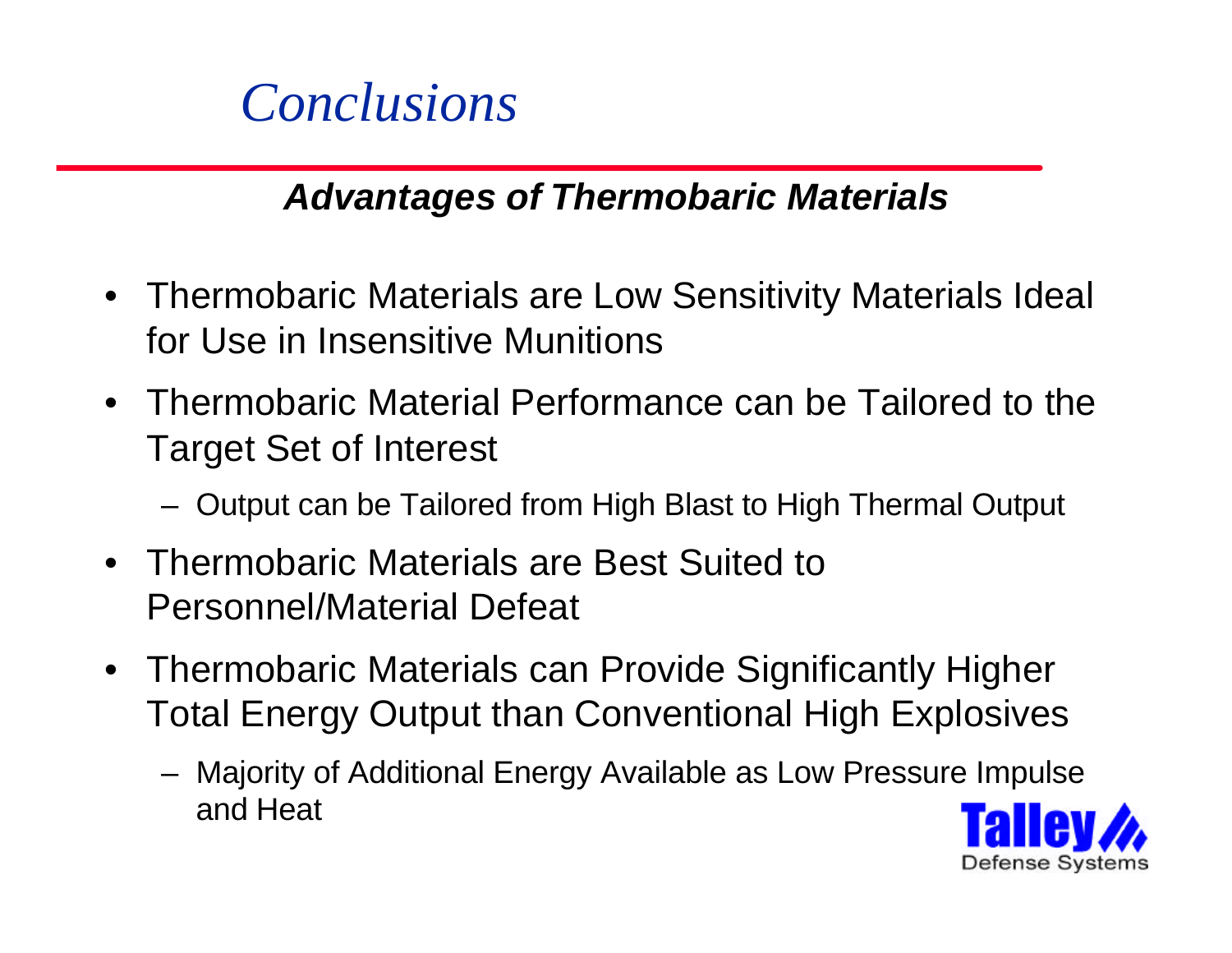# *Conclusions*

## ***Advantages of Thermobaric Materials***

- Thermobaric Materials are Low Sensitivity Materials Ideal for Use in Insensitive Munitions
- Thermobaric Material Performance can be Tailored to the Target Set of Interest
  - Output can be Tailored from High Blast to High Thermal Output
- Thermobaric Materials are Best Suited to Personnel/Material Defeat
- Thermobaric Materials can Provide Significantly Higher Total Energy Output than Conventional High Explosives
  - Majority of Additional Energy Available as Low Pressure Impulse and Heat

Talley Defense Systems